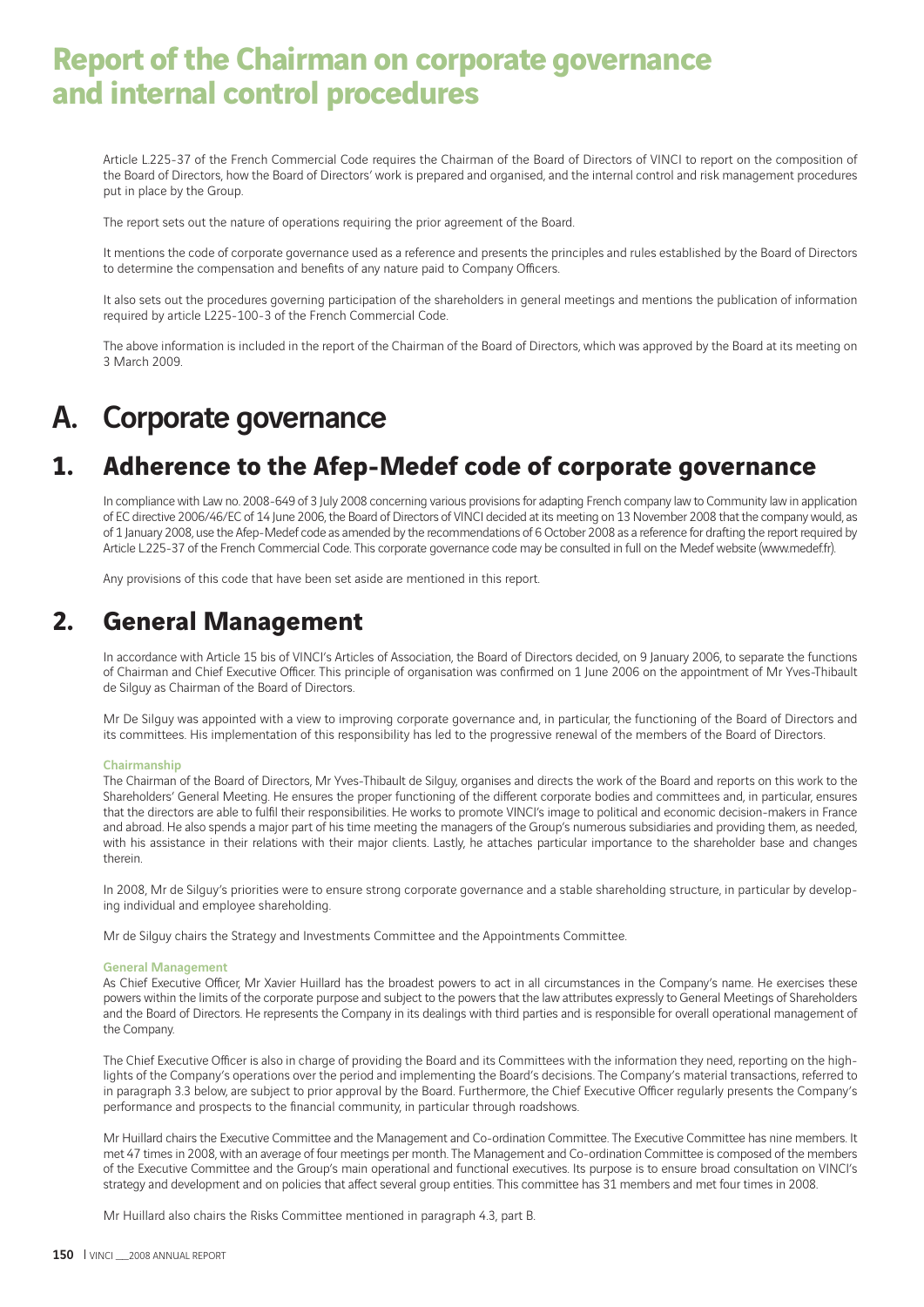# Report of the Chairman on corporate governance and internal control procedures

Article L.225-37 of the French Commercial Code requires the Chairman of the Board of Directors of VINCI to report on the composition of the Board of Directors, how the Board of Directors' work is prepared and organised, and the internal control and risk management procedures put in place by the Group.

The report sets out the nature of operations requiring the prior agreement of the Board.

It mentions the code of corporate governance used as a reference and presents the principles and rules established by the Board of Directors to determine the compensation and benefits of any nature paid to Company Officers.

It also sets out the procedures governing participation of the shareholders in general meetings and mentions the publication of information required by article L225-100-3 of the French Commercial Code.

The above information is included in the report of the Chairman of the Board of Directors, which was approved by the Board at its meeting on 3 March 2009.

# A. Corporate governance

## 1. Adherence to the Afep-Medef code of corporate governance

In compliance with Law no. 2008-649 of 3 July 2008 concerning various provisions for adapting French company law to Community law in application of EC directive 2006/46/EC of 14 June 2006, the Board of Directors of VINCI decided at its meeting on 13 November 2008 that the company would, as of 1 January 2008, use the Afep-Medef code as amended by the recommendations of 6 October 2008 as a reference for drafting the report required by Article L.225-37 of the French Commercial Code. This corporate governance code may be consulted in full on the Medef website (www.medef.fr).

Any provisions of this code that have been set aside are mentioned in this report.

## 2. General Management

In accordance with Article 15 bis of VINCI's Articles of Association, the Board of Directors decided, on 9 January 2006, to separate the functions of Chairman and Chief Executive Officer. This principle of organisation was confirmed on 1 June 2006 on the appointment of Mr Yves-Thibault de Silguy as Chairman of the Board of Directors.

Mr De Silguy was appointed with a view to improving corporate governance and, in particular, the functioning of the Board of Directors and its committees. His implementation of this responsibility has led to the progressive renewal of the members of the Board of Directors.

### Chairmanship

The Chairman of the Board of Directors, Mr Yves-Thibault de Silguy, organises and directs the work of the Board and reports on this work to the Shareholders' General Meeting. He ensures the proper functioning of the different corporate bodies and committees and, in particular, ensures that the directors are able to fulfil their responsibilities. He works to promote VINCI's image to political and economic decision-makers in France and abroad. He also spends a major part of his time meeting the managers of the Group's numerous subsidiaries and providing them, as needed, with his assistance in their relations with their major clients. Lastly, he attaches particular importance to the shareholder base and changes therein.

In 2008, Mr de Silguy's priorities were to ensure strong corporate governance and a stable shareholding structure, in particular by developing individual and employee shareholding.

Mr de Silguy chairs the Strategy and Investments Committee and the Appointments Committee.

### General Management

As Chief Executive Officer, Mr Xavier Huillard has the broadest powers to act in all circumstances in the Company's name. He exercises these powers within the limits of the corporate purpose and subject to the powers that the law attributes expressly to General Meetings of Shareholders and the Board of Directors. He represents the Company in its dealings with third parties and is responsible for overall operational management of the Company.

The Chief Executive Officer is also in charge of providing the Board and its Committees with the information they need, reporting on the highlights of the Company's operations over the period and implementing the Board's decisions. The Company's material transactions, referred to in paragraph 3.3 below, are subject to prior approval by the Board. Furthermore, the Chief Executive Officer regularly presents the Company's performance and prospects to the financial community, in particular through roadshows.

Mr Huillard chairs the Executive Committee and the Management and Co-ordination Committee. The Executive Committee has nine members. It met 47 times in 2008, with an average of four meetings per month. The Management and Co-ordination Committee is composed of the members of the Executive Committee and the Group's main operational and functional executives. Its purpose is to ensure broad consultation on VINCI's strategy and development and on policies that affect several group entities. This committee has 31 members and met four times in 2008.

Mr Huillard also chairs the Risks Committee mentioned in paragraph 4.3, part B.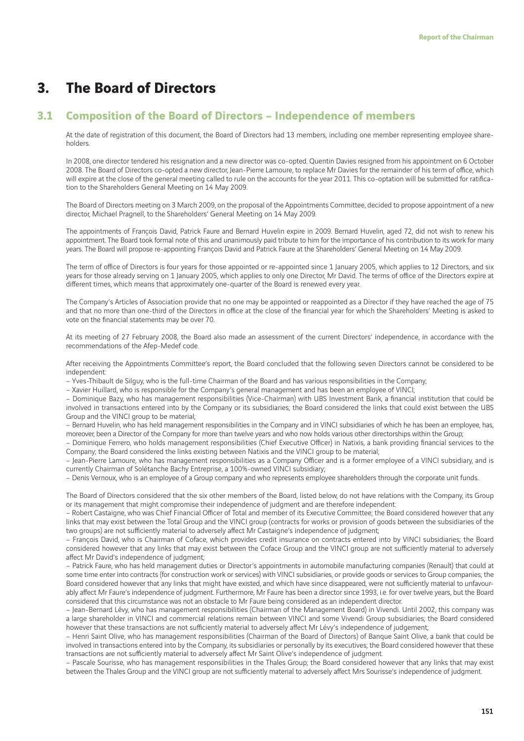# 3. The Board of Directors

## 3.1 Composition of the Board of Directors – Independence of members

At the date of registration of this document, the Board of Directors had 13 members, including one member representing employee shareholders.

In 2008, one director tendered his resignation and a new director was co-opted. Quentin Davies resigned from his appointment on 6 October 2008. The Board of Directors co-opted a new director, Jean-Pierre Lamoure, to replace Mr Davies for the remainder of his term of office, which will expire at the close of the general meeting called to rule on the accounts for the year 2011. This co-optation will be submitted for ratification to the Shareholders General Meeting on 14 May 2009.

The Board of Directors meeting on 3 March 2009, on the proposal of the Appointments Committee, decided to propose appointment of a new director, Michael Pragnell, to the Shareholders' General Meeting on 14 May 2009.

The appointments of François David, Patrick Faure and Bernard Huvelin expire in 2009. Bernard Huvelin, aged 72, did not wish to renew his appointment. The Board took formal note of this and unanimously paid tribute to him for the importance of his contribution to its work for many years. The Board will propose re-appointing François David and Patrick Faure at the Shareholders' General Meeting on 14 May 2009.

The term of office of Directors is four years for those appointed or re-appointed since 1 January 2005, which applies to 12 Directors, and six years for those already serving on 1 January 2005, which applies to only one Director, Mr David. The terms of office of the Directors expire at different times, which means that approximately one-quarter of the Board is renewed every year.

The Company's Articles of Association provide that no one may be appointed or reappointed as a Director if they have reached the age of 75 and that no more than one-third of the Directors in office at the close of the financial year for which the Shareholders' Meeting is asked to vote on the financial statements may be over 70.

At its meeting of 27 February 2008, the Board also made an assessment of the current Directors' independence, in accordance with the recommendations of the Afep-Medef code.

After receiving the Appointments Committee's report, the Board concluded that the following seven Directors cannot be considered to be independent:

– Yves-Thibault de Silguy, who is the full-time Chairman of the Board and has various responsibilities in the Company;

– Xavier Huillard, who is responsible for the Company's general management and has been an employee of VINCI;

– Dominique Bazy, who has management responsibilities (Vice-Chairman) with UBS Investment Bank, a financial institution that could be involved in transactions entered into by the Company or its subsidiaries; the Board considered the links that could exist between the UBS Group and the VINCI group to be material;

– Bernard Huvelin, who has held management responsibilities in the Company and in VINCI subsidiaries of which he has been an employee, has, moreover, been a Director of the Company for more than twelve years and who now holds various other directorships within the Group;

– Dominique Ferrero, who holds management responsibilities (Chief Executive Officer) in Natixis, a bank providing financial services to the Company; the Board considered the links existing between Natixis and the VINCI group to be material;

– Jean-Pierre Lamoure, who has management responsibilities as a Company Officer and is a former employee of a VINCI subsidiary, and is currently Chairman of Solétanche Bachy Entreprise, a 100%-owned VINCI subsidiary;

– Denis Vernoux, who is an employee of a Group company and who represents employee shareholders through the corporate unit funds.

The Board of Directors considered that the six other members of the Board, listed below, do not have relations with the Company, its Group or its management that might compromise their independence of judgment and are therefore independent:

– Robert Castaigne, who was Chief Financial Officer of Total and member of its Executive Committee; the Board considered however that any links that may exist between the Total Group and the VINCI group (contracts for works or provision of goods between the subsidiaries of the two groups) are not sufficiently material to adversely affect Mr Castaigne's independence of judgment;

– François David, who is Chairman of Coface, which provides credit insurance on contracts entered into by VINCI subsidiaries; the Board considered however that any links that may exist between the Coface Group and the VINCI group are not sufficiently material to adversely affect Mr David's independence of judgment;

– Patrick Faure, who has held management duties or Director's appointments in automobile manufacturing companies (Renault) that could at some time enter into contracts (for construction work or services) with VINCI subsidiaries, or provide goods or services to Group companies; the Board considered however that any links that might have existed, and which have since disappeared, were not sufficiently material to unfavourably affect Mr Faure's independence of judgment. Furthermore, Mr Faure has been a director since 1993, i.e. for over twelve years, but the Board considered that this circumstance was not an obstacle to Mr Faure being considered as an independent director.

– Jean-Bernard Lévy, who has management responsibilities (Chairman of the Management Board) in Vivendi. Until 2002, this company was a large shareholder in VINCI and commercial relations remain between VINCI and some Vivendi Group subsidiaries; the Board considered however that these transactions are not sufficiently material to adversely affect Mr Lévy's independence of judgement;

– Henri Saint Olive, who has management responsibilities (Chairman of the Board of Directors) of Banque Saint Olive, a bank that could be involved in transactions entered into by the Company, its subsidiaries or personally by its executives; the Board considered however that these transactions are not sufficiently material to adversely affect Mr Saint Olive's independence of judgment.

– Pascale Sourisse, who has management responsibilities in the Thales Group; the Board considered however that any links that may exist between the Thales Group and the VINCI group are not sufficiently material to adversely affect Mrs Sourisse's independence of judgment.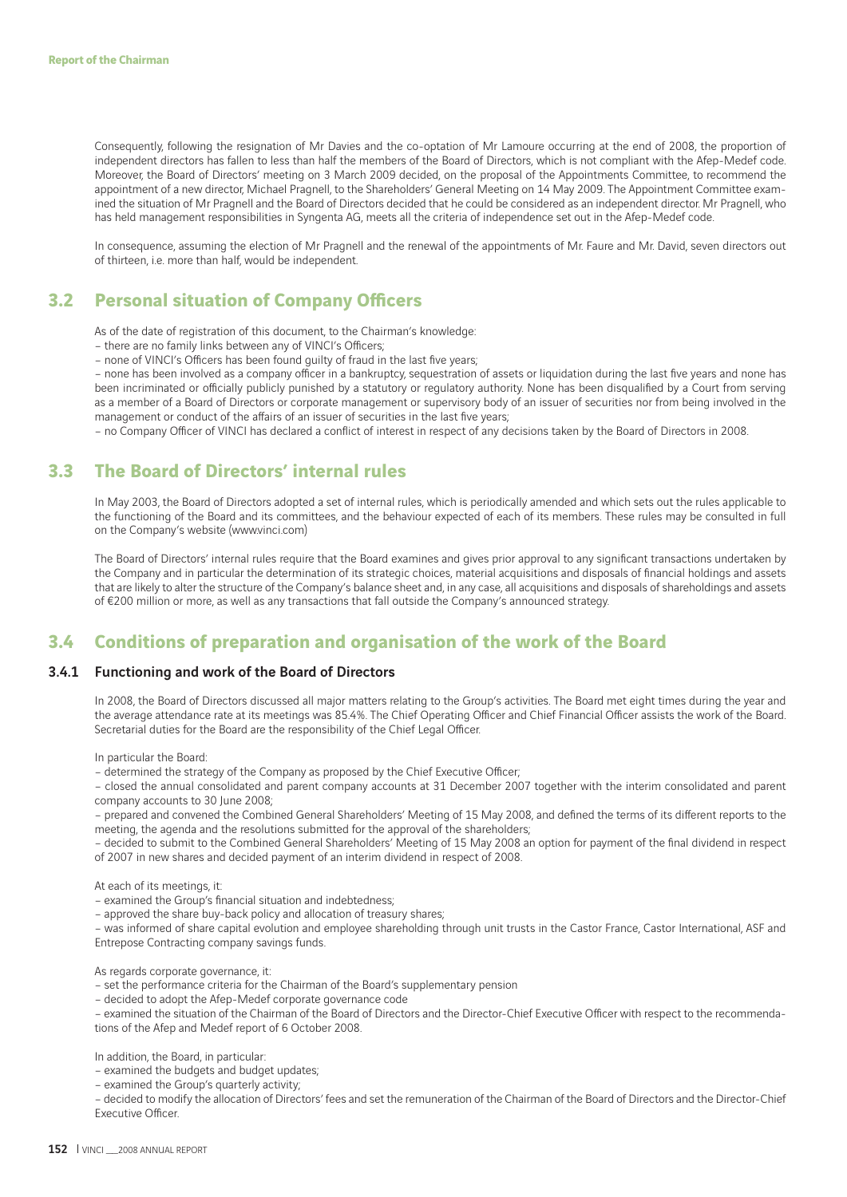Consequently, following the resignation of Mr Davies and the co-optation of Mr Lamoure occurring at the end of 2008, the proportion of independent directors has fallen to less than half the members of the Board of Directors, which is not compliant with the Afep-Medef code. Moreover, the Board of Directors' meeting on 3 March 2009 decided, on the proposal of the Appointments Committee, to recommend the appointment of a new director, Michael Pragnell, to the Shareholders' General Meeting on 14 May 2009. The Appointment Committee examined the situation of Mr Pragnell and the Board of Directors decided that he could be considered as an independent director. Mr Pragnell, who has held management responsibilities in Syngenta AG, meets all the criteria of independence set out in the Afep-Medef code.

In consequence, assuming the election of Mr Pragnell and the renewal of the appointments of Mr. Faure and Mr. David, seven directors out of thirteen, i.e. more than half, would be independent.

## 3.2 Personal situation of Company Officers

As of the date of registration of this document, to the Chairman's knowledge:

– there are no family links between any of VINCI's Officers;
– none of VINCI's Officers has been found guilty of fraud in the last five years;
– none has been involved as a company officer in a bankruptcy, sequestration of assets or liquidation during the last five years and none has been incriminated or officially publicly punished by a statutory or regulatory authority. None has been disqualified by a Court from serving as a member of a Board of Directors or corporate management or supervisory body of an issuer of securities nor from being involved in the management or conduct of the affairs of an issuer of securities in the last five years;
– no Company Officer of VINCI has declared a conflict of interest in respect of any decisions taken by the Board of Directors in 2008.

## 3.3 The Board of Directors' internal rules

In May 2003, the Board of Directors adopted a set of internal rules, which is periodically amended and which sets out the rules applicable to the functioning of the Board and its committees, and the behaviour expected of each of its members. These rules may be consulted in full on the Company's website (www.vinci.com)

The Board of Directors' internal rules require that the Board examines and gives prior approval to any significant transactions undertaken by the Company and in particular the determination of its strategic choices, material acquisitions and disposals of financial holdings and assets that are likely to alter the structure of the Company's balance sheet and, in any case, all acquisitions and disposals of shareholdings and assets of €200 million or more, as well as any transactions that fall outside the Company's announced strategy.

## 3.4 Conditions of preparation and organisation of the work of the Board

### 3.4.1 Functioning and work of the Board of Directors

In 2008, the Board of Directors discussed all major matters relating to the Group's activities. The Board met eight times during the year and the average attendance rate at its meetings was 85.4%. The Chief Operating Officer and Chief Financial Officer assists the work of the Board. Secretarial duties for the Board are the responsibility of the Chief Legal Officer.

In particular the Board:

– determined the strategy of the Company as proposed by the Chief Executive Officer;
– closed the annual consolidated and parent company accounts at 31 December 2007 together with the interim consolidated and parent company accounts to 30 June 2008;
– prepared and convened the Combined General Shareholders' Meeting of 15 May 2008, and defined the terms of its different reports to the meeting, the agenda and the resolutions submitted for the approval of the shareholders;
– decided to submit to the Combined General Shareholders' Meeting of 15 May 2008 an option for payment of the final dividend in respect of 2007 in new shares and decided payment of an interim dividend in respect of 2008.

At each of its meetings, it:

– examined the Group's financial situation and indebtedness;
– approved the share buy-back policy and allocation of treasury shares;
– was informed of share capital evolution and employee shareholding through unit trusts in the Castor France, Castor International, ASF and Entrepose Contracting company savings funds.

As regards corporate governance, it:

– set the performance criteria for the Chairman of the Board's supplementary pension
– decided to adopt the Afep-Medef corporate governance code
– examined the situation of the Chairman of the Board of Directors and the Director-Chief Executive Officer with respect to the recommendations of the Afep and Medef report of 6 October 2008.

In addition, the Board, in particular:

– examined the budgets and budget updates;
– examined the Group's quarterly activity;
– decided to modify the allocation of Directors' fees and set the remuneration of the Chairman of the Board of Directors and the Director-Chief Executive Officer.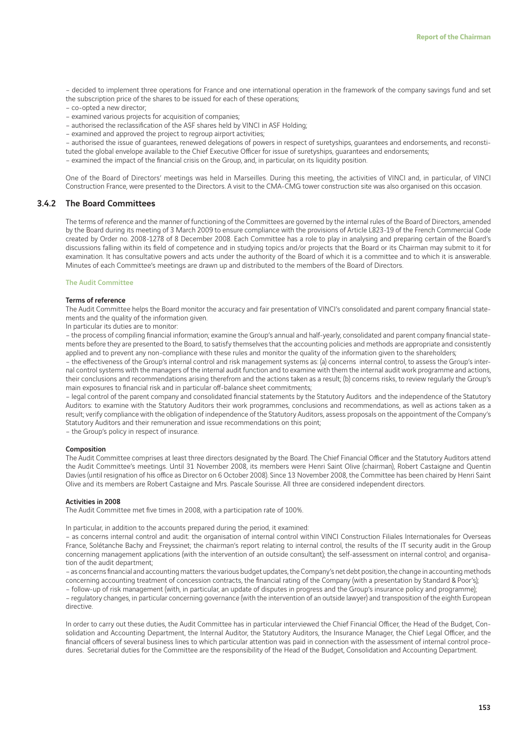– decided to implement three operations for France and one international operation in the framework of the company savings fund and set the subscription price of the shares to be issued for each of these operations;

– co-opted a new director;

– examined various projects for acquisition of companies;

– authorised the reclassification of the ASF shares held by VINCI in ASF Holding;

– examined and approved the project to regroup airport activities;

– authorised the issue of guarantees, renewed delegations of powers in respect of suretyships, guarantees and endorsements, and reconstituted the global envelope available to the Chief Executive Officer for issue of suretyships, guarantees and endorsements;

– examined the impact of the financial crisis on the Group, and, in particular, on its liquidity position.

One of the Board of Directors' meetings was held in Marseilles. During this meeting, the activities of VINCI and, in particular, of VINCI Construction France, were presented to the Directors. A visit to the CMA-CMG tower construction site was also organised on this occasion.

## 3.4.2 The Board Committees

The terms of reference and the manner of functioning of the Committees are governed by the internal rules of the Board of Directors, amended by the Board during its meeting of 3 March 2009 to ensure compliance with the provisions of Article L823-19 of the French Commercial Code created by Order no. 2008-1278 of 8 December 2008. Each Committee has a role to play in analysing and preparing certain of the Board's discussions falling within its field of competence and in studying topics and/or projects that the Board or its Chairman may submit to it for examination. It has consultative powers and acts under the authority of the Board of which it is a committee and to which it is answerable. Minutes of each Committee's meetings are drawn up and distributed to the members of the Board of Directors.

### The Audit Committee

**Terms of reference**

The Audit Committee helps the Board monitor the accuracy and fair presentation of VINCI's consolidated and parent company financial statements and the quality of the information given.

In particular its duties are to monitor:

– the process of compiling financial information; examine the Group's annual and half-yearly, consolidated and parent company financial statements before they are presented to the Board, to satisfy themselves that the accounting policies and methods are appropriate and consistently applied and to prevent any non-compliance with these rules and monitor the quality of the information given to the shareholders;

– the effectiveness of the Group's internal control and risk management systems as: (a) concerns internal control, to assess the Group's internal control systems with the managers of the internal audit function and to examine with them the internal audit work programme and actions, their conclusions and recommendations arising therefrom and the actions taken as a result; (b) concerns risks, to review regularly the Group's main exposures to financial risk and in particular off-balance sheet commitments;

– legal control of the parent company and consolidated financial statements by the Statutory Auditors and the independence of the Statutory Auditors: to examine with the Statutory Auditors their work programmes, conclusions and recommendations, as well as actions taken as a result; verify compliance with the obligation of independence of the Statutory Auditors, assess proposals on the appointment of the Company's Statutory Auditors and their remuneration and issue recommendations on this point;

– the Group's policy in respect of insurance.

**Composition**

The Audit Committee comprises at least three directors designated by the Board. The Chief Financial Officer and the Statutory Auditors attend the Audit Committee's meetings. Until 31 November 2008, its members were Henri Saint Olive (chairman), Robert Castaigne and Quentin Davies (until resignation of his office as Director on 6 October 2008). Since 13 November 2008, the Committee has been chaired by Henri Saint Olive and its members are Robert Castaigne and Mrs. Pascale Sourisse. All three are considered independent directors.

**Activities in 2008**

The Audit Committee met five times in 2008, with a participation rate of 100%.

In particular, in addition to the accounts prepared during the period, it examined:

– as concerns internal control and audit: the organisation of internal control within VINCI Construction Filiales Internationales for Overseas France, Solétanche Bachy and Freyssinet; the chairman's report relating to internal control, the results of the IT security audit in the Group concerning management applications (with the intervention of an outside consultant); the self-assessment on internal control; and organisation of the audit department;

– as concerns financial and accounting matters: the various budget updates, the Company's net debt position, the change in accounting methods concerning accounting treatment of concession contracts, the financial rating of the Company (with a presentation by Standard & Poor's);

– follow-up of risk management (with, in particular, an update of disputes in progress and the Group's insurance policy and programme);

– regulatory changes, in particular concerning governance (with the intervention of an outside lawyer) and transposition of the eighth European directive.

In order to carry out these duties, the Audit Committee has in particular interviewed the Chief Financial Officer, the Head of the Budget, Consolidation and Accounting Department, the Internal Auditor, the Statutory Auditors, the Insurance Manager, the Chief Legal Officer, and the financial officers of several business lines to which particular attention was paid in connection with the assessment of internal control procedures. Secretarial duties for the Committee are the responsibility of the Head of the Budget, Consolidation and Accounting Department.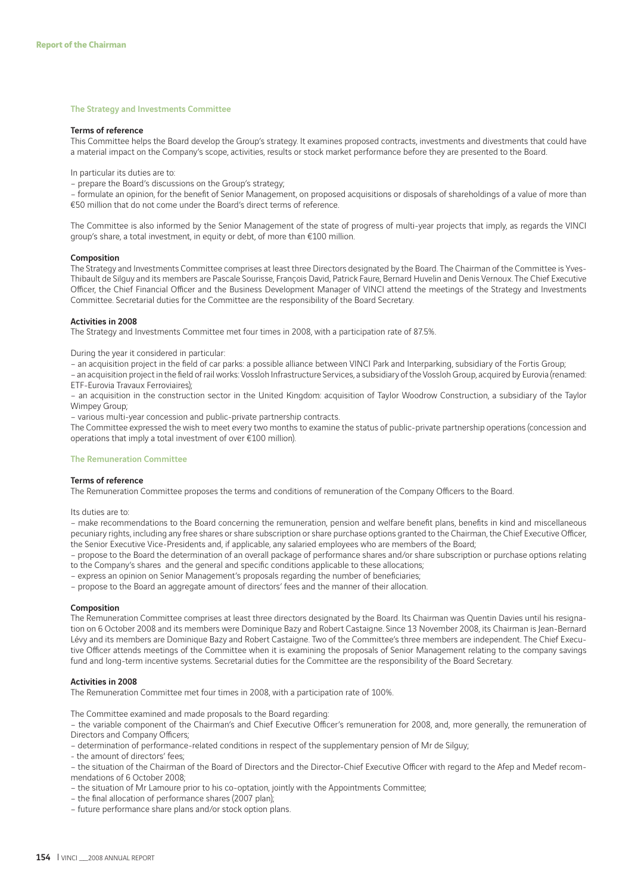### The Strategy and Investments Committee

**Terms of reference**

This Committee helps the Board develop the Group's strategy. It examines proposed contracts, investments and divestments that could have a material impact on the Company's scope, activities, results or stock market performance before they are presented to the Board.

In particular its duties are to:

– prepare the Board's discussions on the Group's strategy;

– formulate an opinion, for the benefit of Senior Management, on proposed acquisitions or disposals of shareholdings of a value of more than €50 million that do not come under the Board's direct terms of reference.

The Committee is also informed by the Senior Management of the state of progress of multi-year projects that imply, as regards the VINCI group's share, a total investment, in equity or debt, of more than €100 million.

**Composition**

The Strategy and Investments Committee comprises at least three Directors designated by the Board. The Chairman of the Committee is Yves-Thibault de Silguy and its members are Pascale Sourisse, François David, Patrick Faure, Bernard Huvelin and Denis Vernoux. The Chief Executive Officer, the Chief Financial Officer and the Business Development Manager of VINCI attend the meetings of the Strategy and Investments Committee. Secretarial duties for the Committee are the responsibility of the Board Secretary.

**Activities in 2008**

The Strategy and Investments Committee met four times in 2008, with a participation rate of 87.5%.

During the year it considered in particular:

– an acquisition project in the field of car parks: a possible alliance between VINCI Park and Interparking, subsidiary of the Fortis Group;

– an acquisition project in the field of rail works: Vossloh Infrastructure Services, a subsidiary of the Vossloh Group, acquired by Eurovia (renamed: ETF-Eurovia Travaux Ferroviaires);

– an acquisition in the construction sector in the United Kingdom: acquisition of Taylor Woodrow Construction, a subsidiary of the Taylor Wimpey Group;

– various multi-year concession and public-private partnership contracts.

The Committee expressed the wish to meet every two months to examine the status of public-private partnership operations (concession and operations that imply a total investment of over €100 million).

### The Remuneration Committee

**Terms of reference**

The Remuneration Committee proposes the terms and conditions of remuneration of the Company Officers to the Board.

Its duties are to:

– make recommendations to the Board concerning the remuneration, pension and welfare benefit plans, benefits in kind and miscellaneous pecuniary rights, including any free shares or share subscription or share purchase options granted to the Chairman, the Chief Executive Officer, the Senior Executive Vice-Presidents and, if applicable, any salaried employees who are members of the Board;

– propose to the Board the determination of an overall package of performance shares and/or share subscription or purchase options relating to the Company's shares and the general and specific conditions applicable to these allocations;

– express an opinion on Senior Management's proposals regarding the number of beneficiaries;

– propose to the Board an aggregate amount of directors' fees and the manner of their allocation.

**Composition**

The Remuneration Committee comprises at least three directors designated by the Board. Its Chairman was Quentin Davies until his resignation on 6 October 2008 and its members were Dominique Bazy and Robert Castaigne. Since 13 November 2008, its Chairman is Jean-Bernard Lévy and its members are Dominique Bazy and Robert Castaigne. Two of the Committee's three members are independent. The Chief Executive Officer attends meetings of the Committee when it is examining the proposals of Senior Management relating to the company savings fund and long-term incentive systems. Secretarial duties for the Committee are the responsibility of the Board Secretary.

**Activities in 2008**

The Remuneration Committee met four times in 2008, with a participation rate of 100%.

The Committee examined and made proposals to the Board regarding:

– the variable component of the Chairman's and Chief Executive Officer's remuneration for 2008, and, more generally, the remuneration of Directors and Company Officers;

– determination of performance-related conditions in respect of the supplementary pension of Mr de Silguy;

- the amount of directors' fees;

– the situation of the Chairman of the Board of Directors and the Director-Chief Executive Officer with regard to the Afep and Medef recommendations of 6 October 2008;

– the situation of Mr Lamoure prior to his co-optation, jointly with the Appointments Committee;

– the final allocation of performance shares (2007 plan);

– future performance share plans and/or stock option plans.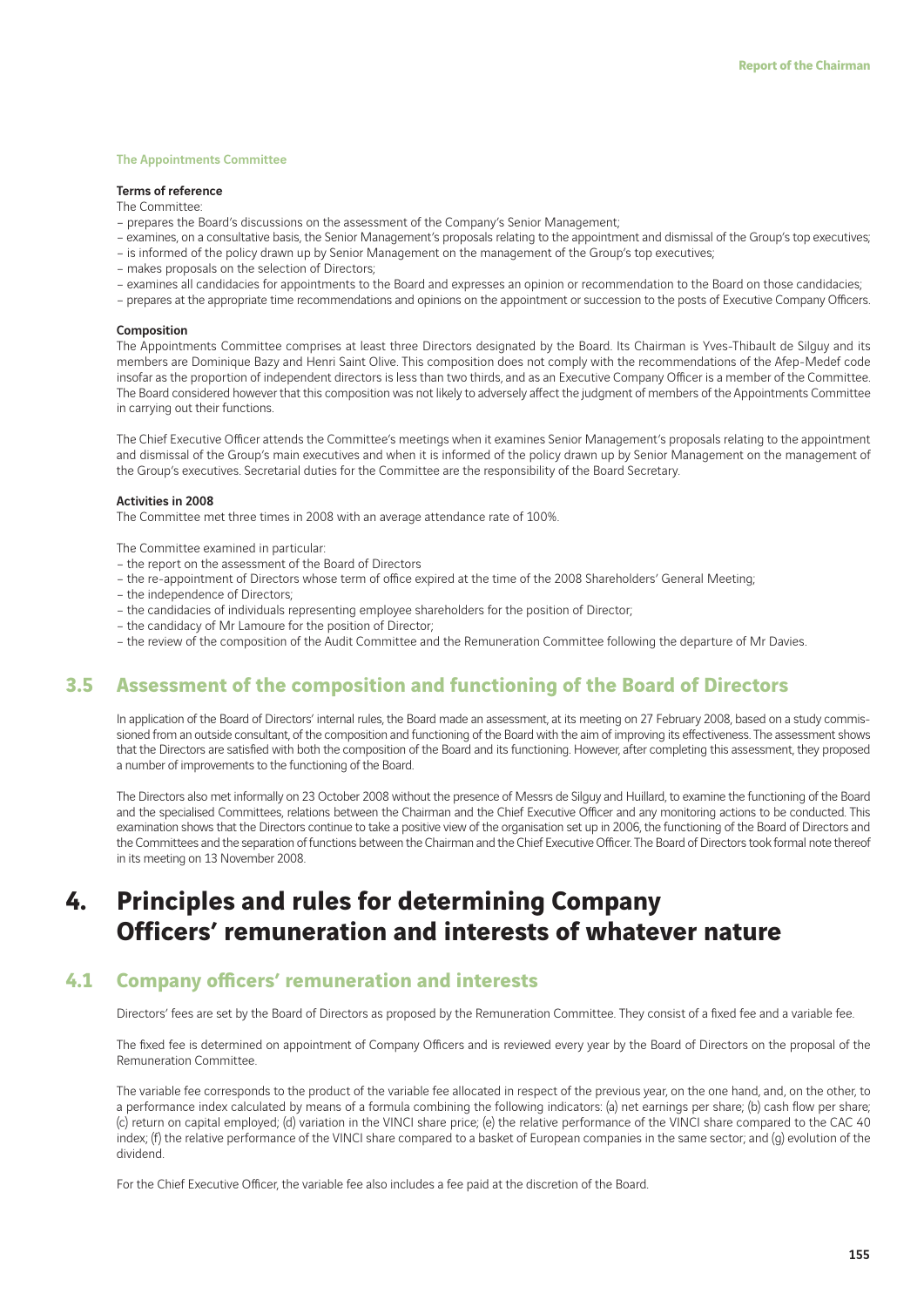### The Appointments Committee

**Terms of reference**

The Committee:

- prepares the Board's discussions on the assessment of the Company's Senior Management;
- examines, on a consultative basis, the Senior Management's proposals relating to the appointment and dismissal of the Group's top executives;
- is informed of the policy drawn up by Senior Management on the management of the Group's top executives;
- makes proposals on the selection of Directors;
- examines all candidacies for appointments to the Board and expresses an opinion or recommendation to the Board on those candidacies;
- prepares at the appropriate time recommendations and opinions on the appointment or succession to the posts of Executive Company Officers.

**Composition**

The Appointments Committee comprises at least three Directors designated by the Board. Its Chairman is Yves-Thibault de Silguy and its members are Dominique Bazy and Henri Saint Olive. This composition does not comply with the recommendations of the Afep-Medef code insofar as the proportion of independent directors is less than two thirds, and as an Executive Company Officer is a member of the Committee. The Board considered however that this composition was not likely to adversely affect the judgment of members of the Appointments Committee in carrying out their functions.

The Chief Executive Officer attends the Committee's meetings when it examines Senior Management's proposals relating to the appointment and dismissal of the Group's main executives and when it is informed of the policy drawn up by Senior Management on the management of the Group's executives. Secretarial duties for the Committee are the responsibility of the Board Secretary.

**Activities in 2008**

The Committee met three times in 2008 with an average attendance rate of 100%.

The Committee examined in particular:

- the report on the assessment of the Board of Directors
- the re-appointment of Directors whose term of office expired at the time of the 2008 Shareholders' General Meeting;
- the independence of Directors;
- the candidacies of individuals representing employee shareholders for the position of Director;
- the candidacy of Mr Lamoure for the position of Director;
- the review of the composition of the Audit Committee and the Remuneration Committee following the departure of Mr Davies.

## 3.5 Assessment of the composition and functioning of the Board of Directors

In application of the Board of Directors' internal rules, the Board made an assessment, at its meeting on 27 February 2008, based on a study commissioned from an outside consultant, of the composition and functioning of the Board with the aim of improving its effectiveness. The assessment shows that the Directors are satisfied with both the composition of the Board and its functioning. However, after completing this assessment, they proposed a number of improvements to the functioning of the Board.

The Directors also met informally on 23 October 2008 without the presence of Messrs de Silguy and Huillard, to examine the functioning of the Board and the specialised Committees, relations between the Chairman and the Chief Executive Officer and any monitoring actions to be conducted. This examination shows that the Directors continue to take a positive view of the organisation set up in 2006, the functioning of the Board of Directors and the Committees and the separation of functions between the Chairman and the Chief Executive Officer. The Board of Directors took formal note thereof in its meeting on 13 November 2008.

# 4. Principles and rules for determining Company Officers' remuneration and interests of whatever nature

## 4.1 Company officers' remuneration and interests

Directors' fees are set by the Board of Directors as proposed by the Remuneration Committee. They consist of a fixed fee and a variable fee.

The fixed fee is determined on appointment of Company Officers and is reviewed every year by the Board of Directors on the proposal of the Remuneration Committee.

The variable fee corresponds to the product of the variable fee allocated in respect of the previous year, on the one hand, and, on the other, to a performance index calculated by means of a formula combining the following indicators: (a) net earnings per share; (b) cash flow per share; (c) return on capital employed; (d) variation in the VINCI share price; (e) the relative performance of the VINCI share compared to the CAC 40 index; (f) the relative performance of the VINCI share compared to a basket of European companies in the same sector; and (g) evolution of the dividend.

For the Chief Executive Officer, the variable fee also includes a fee paid at the discretion of the Board.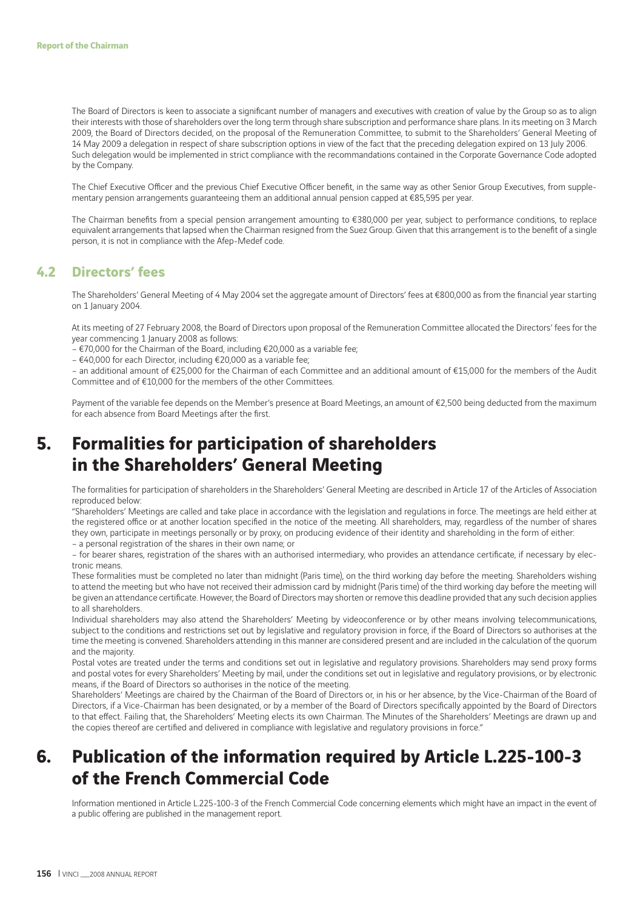The Board of Directors is keen to associate a significant number of managers and executives with creation of value by the Group so as to align their interests with those of shareholders over the long term through share subscription and performance share plans. In its meeting on 3 March 2009, the Board of Directors decided, on the proposal of the Remuneration Committee, to submit to the Shareholders' General Meeting of 14 May 2009 a delegation in respect of share subscription options in view of the fact that the preceding delegation expired on 13 July 2006. Such delegation would be implemented in strict compliance with the recommandations contained in the Corporate Governance Code adopted by the Company.

The Chief Executive Officer and the previous Chief Executive Officer benefit, in the same way as other Senior Group Executives, from supplementary pension arrangements guaranteeing them an additional annual pension capped at €85,595 per year.

The Chairman benefits from a special pension arrangement amounting to €380,000 per year, subject to performance conditions, to replace equivalent arrangements that lapsed when the Chairman resigned from the Suez Group. Given that this arrangement is to the benefit of a single person, it is not in compliance with the Afep-Medef code.

## 4.2 Directors' fees

The Shareholders' General Meeting of 4 May 2004 set the aggregate amount of Directors' fees at €800,000 as from the financial year starting on 1 January 2004.

At its meeting of 27 February 2008, the Board of Directors upon proposal of the Remuneration Committee allocated the Directors' fees for the year commencing 1 January 2008 as follows:

- €70,000 for the Chairman of the Board, including €20,000 as a variable fee;
- €40,000 for each Director, including €20,000 as a variable fee;
- an additional amount of €25,000 for the Chairman of each Committee and an additional amount of €15,000 for the members of the Audit Committee and of €10,000 for the members of the other Committees.

Payment of the variable fee depends on the Member's presence at Board Meetings, an amount of €2,500 being deducted from the maximum for each absence from Board Meetings after the first.

# 5. Formalities for participation of shareholders in the Shareholders' General Meeting

The formalities for participation of shareholders in the Shareholders' General Meeting are described in Article 17 of the Articles of Association reproduced below:

"Shareholders' Meetings are called and take place in accordance with the legislation and regulations in force. The meetings are held either at the registered office or at another location specified in the notice of the meeting. All shareholders, may, regardless of the number of shares they own, participate in meetings personally or by proxy, on producing evidence of their identity and shareholding in the form of either:

- a personal registration of the shares in their own name; or
- for bearer shares, registration of the shares with an authorised intermediary, who provides an attendance certificate, if necessary by electronic means.

These formalities must be completed no later than midnight (Paris time), on the third working day before the meeting. Shareholders wishing to attend the meeting but who have not received their admission card by midnight (Paris time) of the third working day before the meeting will be given an attendance certificate. However, the Board of Directors may shorten or remove this deadline provided that any such decision applies to all shareholders.

Individual shareholders may also attend the Shareholders' Meeting by videoconference or by other means involving telecommunications, subject to the conditions and restrictions set out by legislative and regulatory provision in force, if the Board of Directors so authorises at the time the meeting is convened. Shareholders attending in this manner are considered present and are included in the calculation of the quorum and the majority.

Postal votes are treated under the terms and conditions set out in legislative and regulatory provisions. Shareholders may send proxy forms and postal votes for every Shareholders' Meeting by mail, under the conditions set out in legislative and regulatory provisions, or by electronic means, if the Board of Directors so authorises in the notice of the meeting.

Shareholders' Meetings are chaired by the Chairman of the Board of Directors or, in his or her absence, by the Vice-Chairman of the Board of Directors, if a Vice-Chairman has been designated, or by a member of the Board of Directors specifically appointed by the Board of Directors to that effect. Failing that, the Shareholders' Meeting elects its own Chairman. The Minutes of the Shareholders' Meetings are drawn up and the copies thereof are certified and delivered in compliance with legislative and regulatory provisions in force."

# 6. Publication of the information required by Article L.225-100-3 of the French Commercial Code

Information mentioned in Article L.225-100-3 of the French Commercial Code concerning elements which might have an impact in the event of a public offering are published in the management report.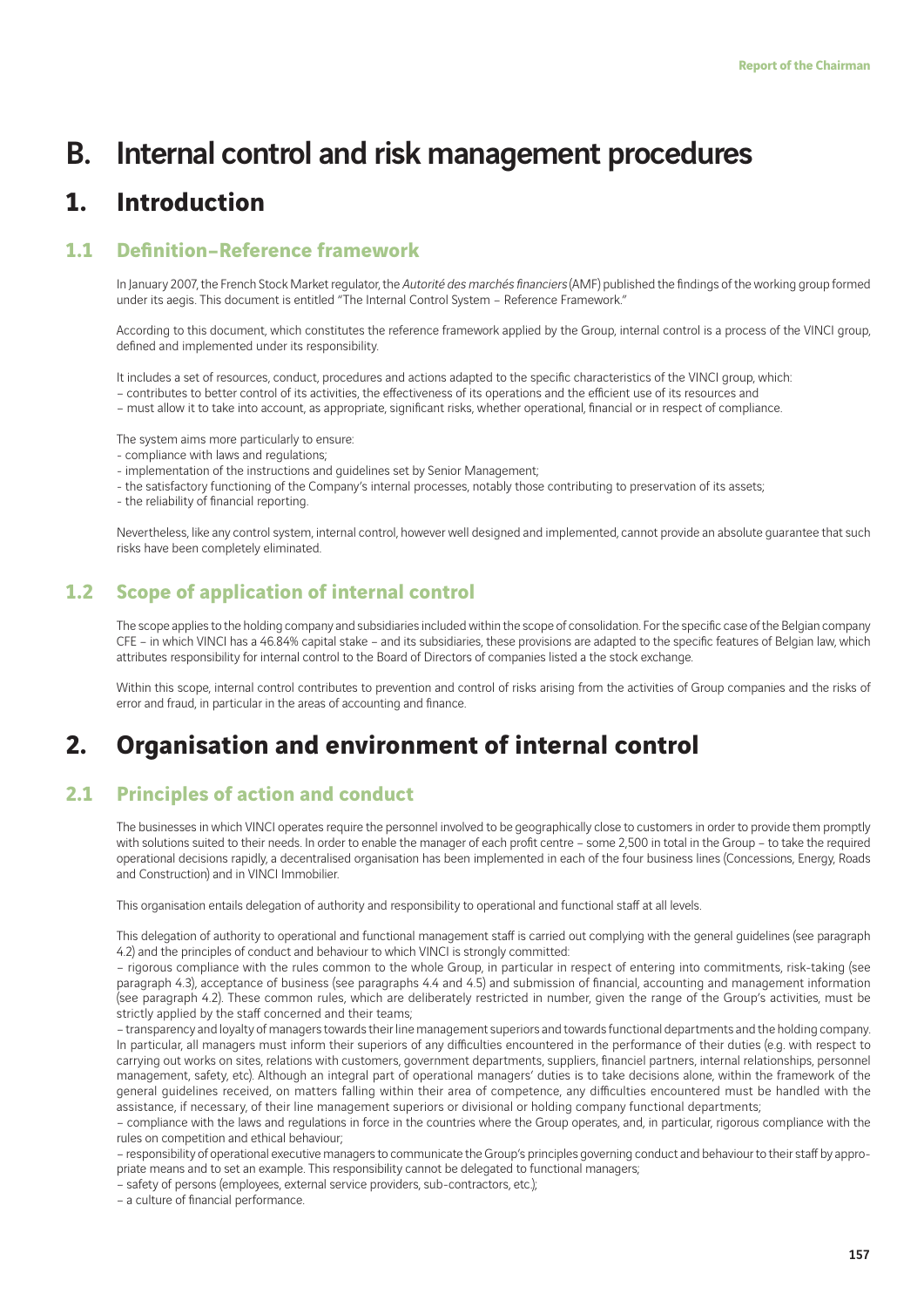# B. Internal control and risk management procedures

## 1. Introduction

### 1.1 Definition–Reference framework

In January 2007, the French Stock Market regulator, the *Autorité des marchés financiers* (AMF) published the findings of the working group formed under its aegis. This document is entitled "The Internal Control System – Reference Framework."

According to this document, which constitutes the reference framework applied by the Group, internal control is a process of the VINCI group, defined and implemented under its responsibility.

It includes a set of resources, conduct, procedures and actions adapted to the specific characteristics of the VINCI group, which:
– contributes to better control of its activities, the effectiveness of its operations and the efficient use of its resources and
– must allow it to take into account, as appropriate, significant risks, whether operational, financial or in respect of compliance.

The system aims more particularly to ensure:
- compliance with laws and regulations;
- implementation of the instructions and guidelines set by Senior Management;
- the satisfactory functioning of the Company's internal processes, notably those contributing to preservation of its assets;
- the reliability of financial reporting.

Nevertheless, like any control system, internal control, however well designed and implemented, cannot provide an absolute guarantee that such risks have been completely eliminated.

### 1.2 Scope of application of internal control

The scope applies to the holding company and subsidiaries included within the scope of consolidation. For the specific case of the Belgian company CFE – in which VINCI has a 46.84% capital stake – and its subsidiaries, these provisions are adapted to the specific features of Belgian law, which attributes responsibility for internal control to the Board of Directors of companies listed a the stock exchange.

Within this scope, internal control contributes to prevention and control of risks arising from the activities of Group companies and the risks of error and fraud, in particular in the areas of accounting and finance.

## 2. Organisation and environment of internal control

### 2.1 Principles of action and conduct

The businesses in which VINCI operates require the personnel involved to be geographically close to customers in order to provide them promptly with solutions suited to their needs. In order to enable the manager of each profit centre – some 2,500 in total in the Group – to take the required operational decisions rapidly, a decentralised organisation has been implemented in each of the four business lines (Concessions, Energy, Roads and Construction) and in VINCI Immobilier.

This organisation entails delegation of authority and responsibility to operational and functional staff at all levels.

This delegation of authority to operational and functional management staff is carried out complying with the general guidelines (see paragraph 4.2) and the principles of conduct and behaviour to which VINCI is strongly committed:
– rigorous compliance with the rules common to the whole Group, in particular in respect of entering into commitments, risk-taking (see paragraph 4.3), acceptance of business (see paragraphs 4.4 and 4.5) and submission of financial, accounting and management information (see paragraph 4.2). These common rules, which are deliberately restricted in number, given the range of the Group's activities, must be strictly applied by the staff concerned and their teams;
– transparency and loyalty of managers towards their line management superiors and towards functional departments and the holding company. In particular, all managers must inform their superiors of any difficulties encountered in the performance of their duties (e.g. with respect to carrying out works on sites, relations with customers, government departments, suppliers, financiel partners, internal relationships, personnel management, safety, etc). Although an integral part of operational managers' duties is to take decisions alone, within the framework of the general guidelines received, on matters falling within their area of competence, any difficulties encountered must be handled with the assistance, if necessary, of their line management superiors or divisional or holding company functional departments;
– compliance with the laws and regulations in force in the countries where the Group operates, and, in particular, rigorous compliance with the rules on competition and ethical behaviour;
– responsibility of operational executive managers to communicate the Group's principles governing conduct and behaviour to their staff by appropriate means and to set an example. This responsibility cannot be delegated to functional managers;
– safety of persons (employees, external service providers, sub-contractors, etc.);
– a culture of financial performance.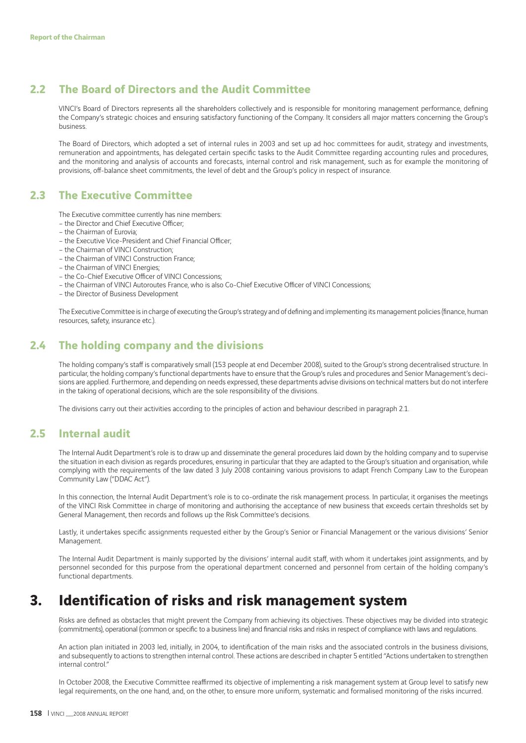## 2.2 The Board of Directors and the Audit Committee

VINCI's Board of Directors represents all the shareholders collectively and is responsible for monitoring management performance, defining the Company's strategic choices and ensuring satisfactory functioning of the Company. It considers all major matters concerning the Group's business.

The Board of Directors, which adopted a set of internal rules in 2003 and set up ad hoc committees for audit, strategy and investments, remuneration and appointments, has delegated certain specific tasks to the Audit Committee regarding accounting rules and procedures, and the monitoring and analysis of accounts and forecasts, internal control and risk management, such as for example the monitoring of provisions, off-balance sheet commitments, the level of debt and the Group's policy in respect of insurance.

## 2.3 The Executive Committee

The Executive committee currently has nine members:

- the Director and Chief Executive Officer;
- the Chairman of Eurovia;
- the Executive Vice-President and Chief Financial Officer;
- the Chairman of VINCI Construction;
- the Chairman of VINCI Construction France;
- the Chairman of VINCI Energies;
- the Co-Chief Executive Officer of VINCI Concessions;
- the Chairman of VINCI Autoroutes France, who is also Co-Chief Executive Officer of VINCI Concessions;
- the Director of Business Development

The Executive Committee is in charge of executing the Group's strategy and of defining and implementing its management policies (finance, human resources, safety, insurance etc.).

## 2.4 The holding company and the divisions

The holding company's staff is comparatively small (153 people at end December 2008), suited to the Group's strong decentralised structure. In particular, the holding company's functional departments have to ensure that the Group's rules and procedures and Senior Management's decisions are applied. Furthermore, and depending on needs expressed, these departments advise divisions on technical matters but do not interfere in the taking of operational decisions, which are the sole responsibility of the divisions.

The divisions carry out their activities according to the principles of action and behaviour described in paragraph 2.1.

## 2.5 Internal audit

The Internal Audit Department's role is to draw up and disseminate the general procedures laid down by the holding company and to supervise the situation in each division as regards procedures, ensuring in particular that they are adapted to the Group's situation and organisation, while complying with the requirements of the law dated 3 July 2008 containing various provisions to adapt French Company Law to the European Community Law ("DDAC Act").

In this connection, the Internal Audit Department's role is to co-ordinate the risk management process. In particular, it organises the meetings of the VINCI Risk Committee in charge of monitoring and authorising the acceptance of new business that exceeds certain thresholds set by General Management, then records and follows up the Risk Committee's decisions.

Lastly, it undertakes specific assignments requested either by the Group's Senior or Financial Management or the various divisions' Senior Management.

The Internal Audit Department is mainly supported by the divisions' internal audit staff, with whom it undertakes joint assignments, and by personnel seconded for this purpose from the operational department concerned and personnel from certain of the holding company's functional departments.

# 3. Identification of risks and risk management system

Risks are defined as obstacles that might prevent the Company from achieving its objectives. These objectives may be divided into strategic (commitments), operational (common or specific to a business line) and financial risks and risks in respect of compliance with laws and regulations.

An action plan initiated in 2003 led, initially, in 2004, to identification of the main risks and the associated controls in the business divisions, and subsequently to actions to strengthen internal control. These actions are described in chapter 5 entitled "Actions undertaken to strengthen internal control."

In October 2008, the Executive Committee reaffirmed its objective of implementing a risk management system at Group level to satisfy new legal requirements, on the one hand, and, on the other, to ensure more uniform, systematic and formalised monitoring of the risks incurred.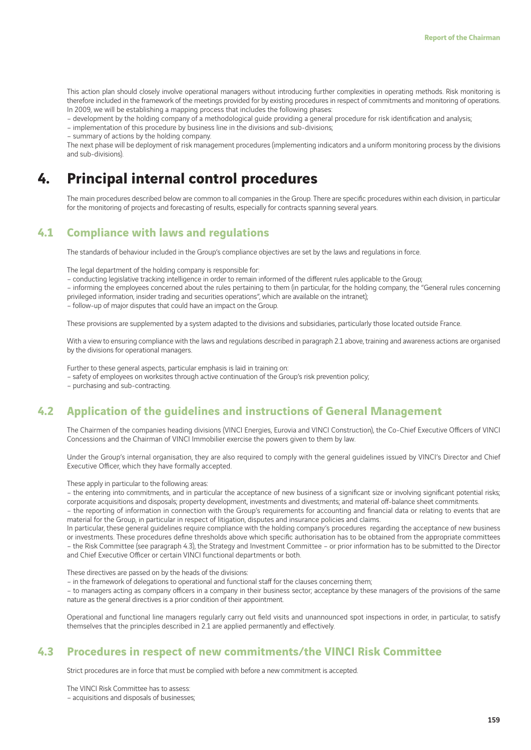This action plan should closely involve operational managers without introducing further complexities in operating methods. Risk monitoring is therefore included in the framework of the meetings provided for by existing procedures in respect of commitments and monitoring of operations. In 2009, we will be establishing a mapping process that includes the following phases:

– development by the holding company of a methodological guide providing a general procedure for risk identification and analysis;
– implementation of this procedure by business line in the divisions and sub-divisions;
– summary of actions by the holding company.

The next phase will be deployment of risk management procedures (implementing indicators and a uniform monitoring process by the divisions and sub-divisions).

# 4. Principal internal control procedures

The main procedures described below are common to all companies in the Group. There are specific procedures within each division, in particular for the monitoring of projects and forecasting of results, especially for contracts spanning several years.

## 4.1 Compliance with laws and regulations

The standards of behaviour included in the Group's compliance objectives are set by the laws and regulations in force.

The legal department of the holding company is responsible for:

– conducting legislative tracking intelligence in order to remain informed of the different rules applicable to the Group;
– informing the employees concerned about the rules pertaining to them (in particular, for the holding company, the "General rules concerning privileged information, insider trading and securities operations", which are available on the intranet);
– follow-up of major disputes that could have an impact on the Group.

These provisions are supplemented by a system adapted to the divisions and subsidiaries, particularly those located outside France.

With a view to ensuring compliance with the laws and regulations described in paragraph 2.1 above, training and awareness actions are organised by the divisions for operational managers.

Further to these general aspects, particular emphasis is laid in training on:

– safety of employees on worksites through active continuation of the Group's risk prevention policy;
– purchasing and sub-contracting.

## 4.2 Application of the guidelines and instructions of General Management

The Chairmen of the companies heading divisions (VINCI Energies, Eurovia and VINCI Construction), the Co-Chief Executive Officers of VINCI Concessions and the Chairman of VINCI Immobilier exercise the powers given to them by law.

Under the Group's internal organisation, they are also required to comply with the general guidelines issued by VINCI's Director and Chief Executive Officer, which they have formally accepted.

These apply in particular to the following areas:

– the entering into commitments, and in particular the acceptance of new business of a significant size or involving significant potential risks; corporate acquisitions and disposals; property development, investments and divestments; and material off-balance sheet commitments.
– the reporting of information in connection with the Group's requirements for accounting and financial data or relating to events that are material for the Group, in particular in respect of litigation, disputes and insurance policies and claims.

In particular, these general guidelines require compliance with the holding company's procedures regarding the acceptance of new business or investments. These procedures define thresholds above which specific authorisation has to be obtained from the appropriate committees – the Risk Committee (see paragraph 4.3), the Strategy and Investment Committee – or prior information has to be submitted to the Director and Chief Executive Officer or certain VINCI functional departments or both.

These directives are passed on by the heads of the divisions:

– in the framework of delegations to operational and functional staff for the clauses concerning them;
– to managers acting as company officers in a company in their business sector; acceptance by these managers of the provisions of the same nature as the general directives is a prior condition of their appointment.

Operational and functional line managers regularly carry out field visits and unannounced spot inspections in order, in particular, to satisfy themselves that the principles described in 2.1 are applied permanently and effectively.

## 4.3 Procedures in respect of new commitments/the VINCI Risk Committee

Strict procedures are in force that must be complied with before a new commitment is accepted.

The VINCI Risk Committee has to assess:

– acquisitions and disposals of businesses;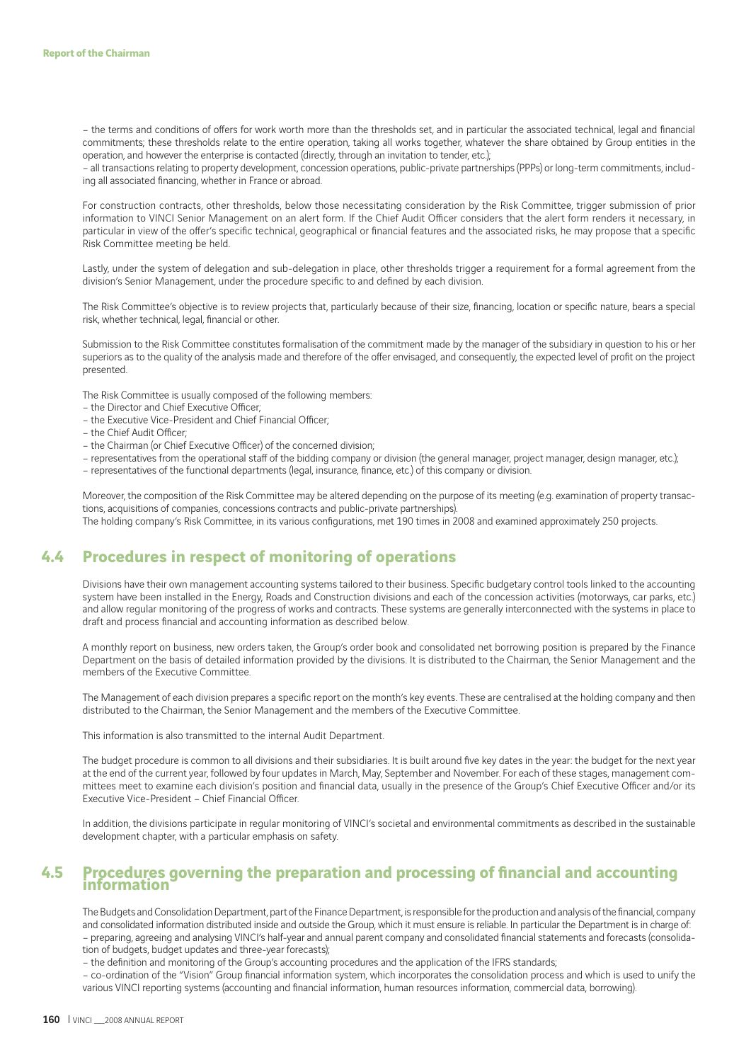– the terms and conditions of offers for work worth more than the thresholds set, and in particular the associated technical, legal and financial commitments; these thresholds relate to the entire operation, taking all works together, whatever the share obtained by Group entities in the operation, and however the enterprise is contacted (directly, through an invitation to tender, etc.);
– all transactions relating to property development, concession operations, public-private partnerships (PPPs) or long-term commitments, including all associated financing, whether in France or abroad.

For construction contracts, other thresholds, below those necessitating consideration by the Risk Committee, trigger submission of prior information to VINCI Senior Management on an alert form. If the Chief Audit Officer considers that the alert form renders it necessary, in particular in view of the offer's specific technical, geographical or financial features and the associated risks, he may propose that a specific Risk Committee meeting be held.

Lastly, under the system of delegation and sub-delegation in place, other thresholds trigger a requirement for a formal agreement from the division's Senior Management, under the procedure specific to and defined by each division.

The Risk Committee's objective is to review projects that, particularly because of their size, financing, location or specific nature, bears a special risk, whether technical, legal, financial or other.

Submission to the Risk Committee constitutes formalisation of the commitment made by the manager of the subsidiary in question to his or her superiors as to the quality of the analysis made and therefore of the offer envisaged, and consequently, the expected level of profit on the project presented.

The Risk Committee is usually composed of the following members:
– the Director and Chief Executive Officer;
– the Executive Vice-President and Chief Financial Officer;
– the Chief Audit Officer;
– the Chairman (or Chief Executive Officer) of the concerned division;
– representatives from the operational staff of the bidding company or division (the general manager, project manager, design manager, etc.);
– representatives of the functional departments (legal, insurance, finance, etc.) of this company or division.

Moreover, the composition of the Risk Committee may be altered depending on the purpose of its meeting (e.g. examination of property transactions, acquisitions of companies, concessions contracts and public-private partnerships).
The holding company's Risk Committee, in its various configurations, met 190 times in 2008 and examined approximately 250 projects.

## 4.4 Procedures in respect of monitoring of operations

Divisions have their own management accounting systems tailored to their business. Specific budgetary control tools linked to the accounting system have been installed in the Energy, Roads and Construction divisions and each of the concession activities (motorways, car parks, etc.) and allow regular monitoring of the progress of works and contracts. These systems are generally interconnected with the systems in place to draft and process financial and accounting information as described below.

A monthly report on business, new orders taken, the Group's order book and consolidated net borrowing position is prepared by the Finance Department on the basis of detailed information provided by the divisions. It is distributed to the Chairman, the Senior Management and the members of the Executive Committee.

The Management of each division prepares a specific report on the month's key events. These are centralised at the holding company and then distributed to the Chairman, the Senior Management and the members of the Executive Committee.

This information is also transmitted to the internal Audit Department.

The budget procedure is common to all divisions and their subsidiaries. It is built around five key dates in the year: the budget for the next year at the end of the current year, followed by four updates in March, May, September and November. For each of these stages, management committees meet to examine each division's position and financial data, usually in the presence of the Group's Chief Executive Officer and/or its Executive Vice-President – Chief Financial Officer.

In addition, the divisions participate in regular monitoring of VINCI's societal and environmental commitments as described in the sustainable development chapter, with a particular emphasis on safety.

## 4.5 Procedures governing the preparation and processing of financial and accounting information

The Budgets and Consolidation Department, part of the Finance Department, is responsible for the production and analysis of the financial, company and consolidated information distributed inside and outside the Group, which it must ensure is reliable. In particular the Department is in charge of:
– preparing, agreeing and analysing VINCI's half-year and annual parent company and consolidated financial statements and forecasts (consolidation of budgets, budget updates and three-year forecasts);
– the definition and monitoring of the Group's accounting procedures and the application of the IFRS standards;
– co-ordination of the "Vision" Group financial information system, which incorporates the consolidation process and which is used to unify the various VINCI reporting systems (accounting and financial information, human resources information, commercial data, borrowing).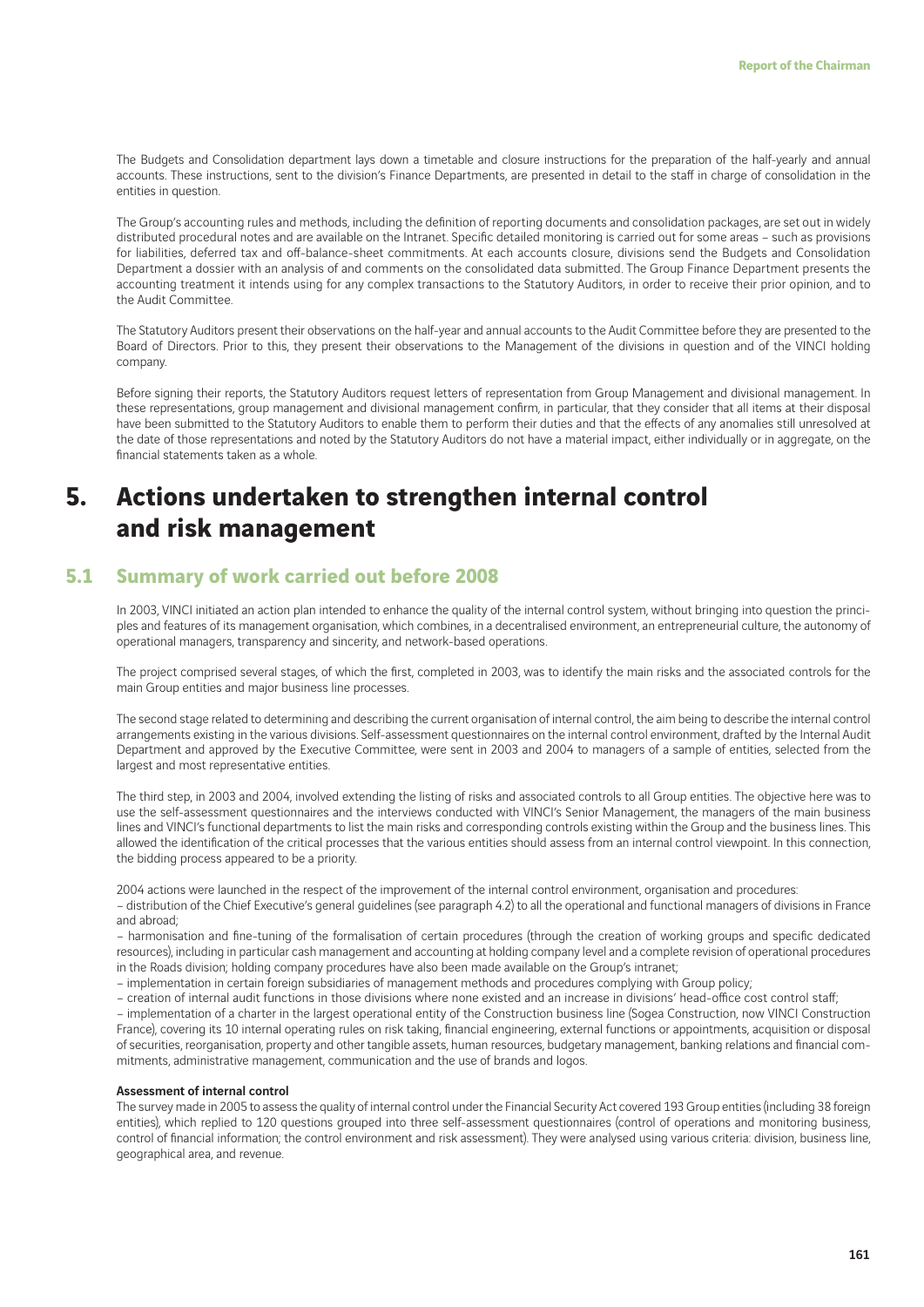The Budgets and Consolidation department lays down a timetable and closure instructions for the preparation of the half-yearly and annual accounts. These instructions, sent to the division's Finance Departments, are presented in detail to the staff in charge of consolidation in the entities in question.

The Group's accounting rules and methods, including the definition of reporting documents and consolidation packages, are set out in widely distributed procedural notes and are available on the Intranet. Specific detailed monitoring is carried out for some areas – such as provisions for liabilities, deferred tax and off-balance-sheet commitments. At each accounts closure, divisions send the Budgets and Consolidation Department a dossier with an analysis of and comments on the consolidated data submitted. The Group Finance Department presents the accounting treatment it intends using for any complex transactions to the Statutory Auditors, in order to receive their prior opinion, and to the Audit Committee.

The Statutory Auditors present their observations on the half-year and annual accounts to the Audit Committee before they are presented to the Board of Directors. Prior to this, they present their observations to the Management of the divisions in question and of the VINCI holding company.

Before signing their reports, the Statutory Auditors request letters of representation from Group Management and divisional management. In these representations, group management and divisional management confirm, in particular, that they consider that all items at their disposal have been submitted to the Statutory Auditors to enable them to perform their duties and that the effects of any anomalies still unresolved at the date of those representations and noted by the Statutory Auditors do not have a material impact, either individually or in aggregate, on the financial statements taken as a whole.

# 5. Actions undertaken to strengthen internal control and risk management

## 5.1 Summary of work carried out before 2008

In 2003, VINCI initiated an action plan intended to enhance the quality of the internal control system, without bringing into question the principles and features of its management organisation, which combines, in a decentralised environment, an entrepreneurial culture, the autonomy of operational managers, transparency and sincerity, and network-based operations.

The project comprised several stages, of which the first, completed in 2003, was to identify the main risks and the associated controls for the main Group entities and major business line processes.

The second stage related to determining and describing the current organisation of internal control, the aim being to describe the internal control arrangements existing in the various divisions. Self-assessment questionnaires on the internal control environment, drafted by the Internal Audit Department and approved by the Executive Committee, were sent in 2003 and 2004 to managers of a sample of entities, selected from the largest and most representative entities.

The third step, in 2003 and 2004, involved extending the listing of risks and associated controls to all Group entities. The objective here was to use the self-assessment questionnaires and the interviews conducted with VINCI's Senior Management, the managers of the main business lines and VINCI's functional departments to list the main risks and corresponding controls existing within the Group and the business lines. This allowed the identification of the critical processes that the various entities should assess from an internal control viewpoint. In this connection, the bidding process appeared to be a priority.

2004 actions were launched in the respect of the improvement of the internal control environment, organisation and procedures:

– distribution of the Chief Executive's general guidelines (see paragraph 4.2) to all the operational and functional managers of divisions in France and abroad;

– harmonisation and fine-tuning of the formalisation of certain procedures (through the creation of working groups and specific dedicated resources), including in particular cash management and accounting at holding company level and a complete revision of operational procedures in the Roads division; holding company procedures have also been made available on the Group's intranet;

– implementation in certain foreign subsidiaries of management methods and procedures complying with Group policy;

– creation of internal audit functions in those divisions where none existed and an increase in divisions' head-office cost control staff;

– implementation of a charter in the largest operational entity of the Construction business line (Sogea Construction, now VINCI Construction France), covering its 10 internal operating rules on risk taking, financial engineering, external functions or appointments, acquisition or disposal of securities, reorganisation, property and other tangible assets, human resources, budgetary management, banking relations and financial commitments, administrative management, communication and the use of brands and logos.

**Assessment of internal control**

The survey made in 2005 to assess the quality of internal control under the Financial Security Act covered 193 Group entities (including 38 foreign entities), which replied to 120 questions grouped into three self-assessment questionnaires (control of operations and monitoring business, control of financial information; the control environment and risk assessment). They were analysed using various criteria: division, business line, geographical area, and revenue.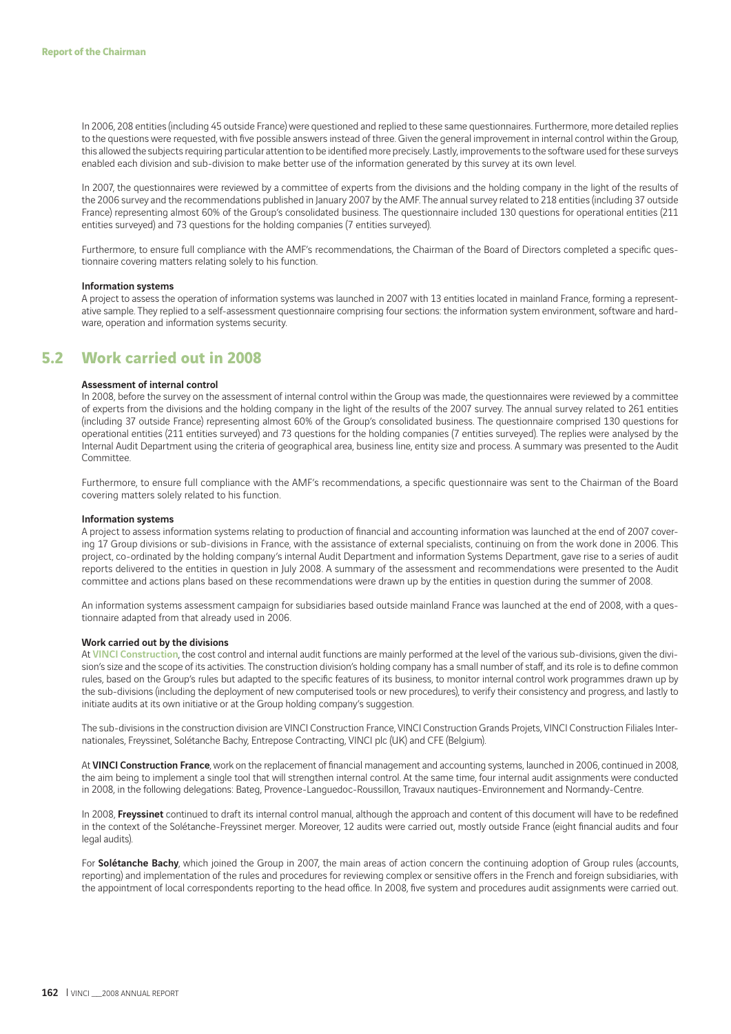In 2006, 208 entities (including 45 outside France) were questioned and replied to these same questionnaires. Furthermore, more detailed replies to the questions were requested, with five possible answers instead of three. Given the general improvement in internal control within the Group, this allowed the subjects requiring particular attention to be identified more precisely. Lastly, improvements to the software used for these surveys enabled each division and sub-division to make better use of the information generated by this survey at its own level.

In 2007, the questionnaires were reviewed by a committee of experts from the divisions and the holding company in the light of the results of the 2006 survey and the recommendations published in January 2007 by the AMF. The annual survey related to 218 entities (including 37 outside France) representing almost 60% of the Group's consolidated business. The questionnaire included 130 questions for operational entities (211 entities surveyed) and 73 questions for the holding companies (7 entities surveyed).

Furthermore, to ensure full compliance with the AMF's recommendations, the Chairman of the Board of Directors completed a specific questionnaire covering matters relating solely to his function.

**Information systems**

A project to assess the operation of information systems was launched in 2007 with 13 entities located in mainland France, forming a representative sample. They replied to a self-assessment questionnaire comprising four sections: the information system environment, software and hardware, operation and information systems security.

## 5.2 Work carried out in 2008

**Assessment of internal control**

In 2008, before the survey on the assessment of internal control within the Group was made, the questionnaires were reviewed by a committee of experts from the divisions and the holding company in the light of the results of the 2007 survey. The annual survey related to 261 entities (including 37 outside France) representing almost 60% of the Group's consolidated business. The questionnaire comprised 130 questions for operational entities (211 entities surveyed) and 73 questions for the holding companies (7 entities surveyed). The replies were analysed by the Internal Audit Department using the criteria of geographical area, business line, entity size and process. A summary was presented to the Audit Committee.

Furthermore, to ensure full compliance with the AMF's recommendations, a specific questionnaire was sent to the Chairman of the Board covering matters solely related to his function.

**Information systems**

A project to assess information systems relating to production of financial and accounting information was launched at the end of 2007 covering 17 Group divisions or sub-divisions in France, with the assistance of external specialists, continuing on from the work done in 2006. This project, co-ordinated by the holding company's internal Audit Department and information Systems Department, gave rise to a series of audit reports delivered to the entities in question in July 2008. A summary of the assessment and recommendations were presented to the Audit committee and actions plans based on these recommendations were drawn up by the entities in question during the summer of 2008.

An information systems assessment campaign for subsidiaries based outside mainland France was launched at the end of 2008, with a questionnaire adapted from that already used in 2006.

**Work carried out by the divisions**

At VINCI Construction, the cost control and internal audit functions are mainly performed at the level of the various sub-divisions, given the division's size and the scope of its activities. The construction division's holding company has a small number of staff, and its role is to define common rules, based on the Group's rules but adapted to the specific features of its business, to monitor internal control work programmes drawn up by the sub-divisions (including the deployment of new computerised tools or new procedures), to verify their consistency and progress, and lastly to initiate audits at its own initiative or at the Group holding company's suggestion.

The sub-divisions in the construction division are VINCI Construction France, VINCI Construction Grands Projets, VINCI Construction Filiales Internationales, Freyssinet, Solétanche Bachy, Entrepose Contracting, VINCI plc (UK) and CFE (Belgium).

At **VINCI Construction France**, work on the replacement of financial management and accounting systems, launched in 2006, continued in 2008, the aim being to implement a single tool that will strengthen internal control. At the same time, four internal audit assignments were conducted in 2008, in the following delegations: Bateg, Provence-Languedoc-Roussillon, Travaux nautiques-Environnement and Normandy-Centre.

In 2008, **Freyssinet** continued to draft its internal control manual, although the approach and content of this document will have to be redefined in the context of the Solétanche-Freyssinet merger. Moreover, 12 audits were carried out, mostly outside France (eight financial audits and four legal audits).

For **Solétanche Bachy**, which joined the Group in 2007, the main areas of action concern the continuing adoption of Group rules (accounts, reporting) and implementation of the rules and procedures for reviewing complex or sensitive offers in the French and foreign subsidiaries, with the appointment of local correspondents reporting to the head office. In 2008, five system and procedures audit assignments were carried out.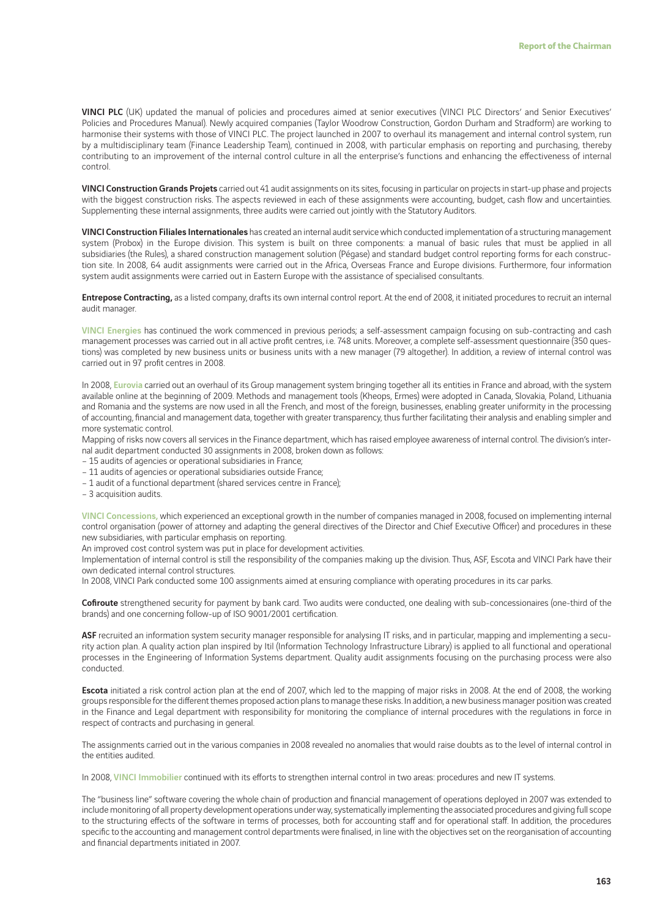**VINCI PLC** (UK) updated the manual of policies and procedures aimed at senior executives (VINCI PLC Directors' and Senior Executives' Policies and Procedures Manual). Newly acquired companies (Taylor Woodrow Construction, Gordon Durham and Stradform) are working to harmonise their systems with those of VINCI PLC. The project launched in 2007 to overhaul its management and internal control system, run by a multidisciplinary team (Finance Leadership Team), continued in 2008, with particular emphasis on reporting and purchasing, thereby contributing to an improvement of the internal control culture in all the enterprise's functions and enhancing the effectiveness of internal control.

**VINCI Construction Grands Projets** carried out 41 audit assignments on its sites, focusing in particular on projects in start-up phase and projects with the biggest construction risks. The aspects reviewed in each of these assignments were accounting, budget, cash flow and uncertainties. Supplementing these internal assignments, three audits were carried out jointly with the Statutory Auditors.

**VINCI Construction Filiales Internationales** has created an internal audit service which conducted implementation of a structuring management system (Probox) in the Europe division. This system is built on three components: a manual of basic rules that must be applied in all subsidiaries (the Rules), a shared construction management solution (Pégase) and standard budget control reporting forms for each construction site. In 2008, 64 audit assignments were carried out in the Africa, Overseas France and Europe divisions. Furthermore, four information system audit assignments were carried out in Eastern Europe with the assistance of specialised consultants.

**Entrepose Contracting,** as a listed company, drafts its own internal control report. At the end of 2008, it initiated procedures to recruit an internal audit manager.

**VINCI Energies** has continued the work commenced in previous periods; a self-assessment campaign focusing on sub-contracting and cash management processes was carried out in all active profit centres, i.e. 748 units. Moreover, a complete self-assessment questionnaire (350 questions) was completed by new business units or business units with a new manager (79 altogether). In addition, a review of internal control was carried out in 97 profit centres in 2008.

In 2008, **Eurovia** carried out an overhaul of its Group management system bringing together all its entities in France and abroad, with the system available online at the beginning of 2009. Methods and management tools (Kheops, Ermes) were adopted in Canada, Slovakia, Poland, Lithuania and Romania and the systems are now used in all the French, and most of the foreign, businesses, enabling greater uniformity in the processing of accounting, financial and management data, together with greater transparency, thus further facilitating their analysis and enabling simpler and more systematic control.

Mapping of risks now covers all services in the Finance department, which has raised employee awareness of internal control. The division's internal audit department conducted 30 assignments in 2008, broken down as follows:

- 15 audits of agencies or operational subsidiaries in France;
- 11 audits of agencies or operational subsidiaries outside France;
- 1 audit of a functional department (shared services centre in France);
- 3 acquisition audits.

**VINCI Concessions,** which experienced an exceptional growth in the number of companies managed in 2008, focused on implementing internal control organisation (power of attorney and adapting the general directives of the Director and Chief Executive Officer) and procedures in these new subsidiaries, with particular emphasis on reporting.

An improved cost control system was put in place for development activities.

Implementation of internal control is still the responsibility of the companies making up the division. Thus, ASF, Escota and VINCI Park have their own dedicated internal control structures.

In 2008, VINCI Park conducted some 100 assignments aimed at ensuring compliance with operating procedures in its car parks.

**Cofiroute** strengthened security for payment by bank card. Two audits were conducted, one dealing with sub-concessionaires (one-third of the brands) and one concerning follow-up of ISO 9001/2001 certification.

**ASF** recruited an information system security manager responsible for analysing IT risks, and in particular, mapping and implementing a security action plan. A quality action plan inspired by Itil (Information Technology Infrastructure Library) is applied to all functional and operational processes in the Engineering of Information Systems department. Quality audit assignments focusing on the purchasing process were also conducted.

**Escota** initiated a risk control action plan at the end of 2007, which led to the mapping of major risks in 2008. At the end of 2008, the working groups responsible for the different themes proposed action plans to manage these risks. In addition, a new business manager position was created in the Finance and Legal department with responsibility for monitoring the compliance of internal procedures with the regulations in force in respect of contracts and purchasing in general.

The assignments carried out in the various companies in 2008 revealed no anomalies that would raise doubts as to the level of internal control in the entities audited.

In 2008, **VINCI Immobilier** continued with its efforts to strengthen internal control in two areas: procedures and new IT systems.

The "business line" software covering the whole chain of production and financial management of operations deployed in 2007 was extended to include monitoring of all property development operations under way, systematically implementing the associated procedures and giving full scope to the structuring effects of the software in terms of processes, both for accounting staff and for operational staff. In addition, the procedures specific to the accounting and management control departments were finalised, in line with the objectives set on the reorganisation of accounting and financial departments initiated in 2007.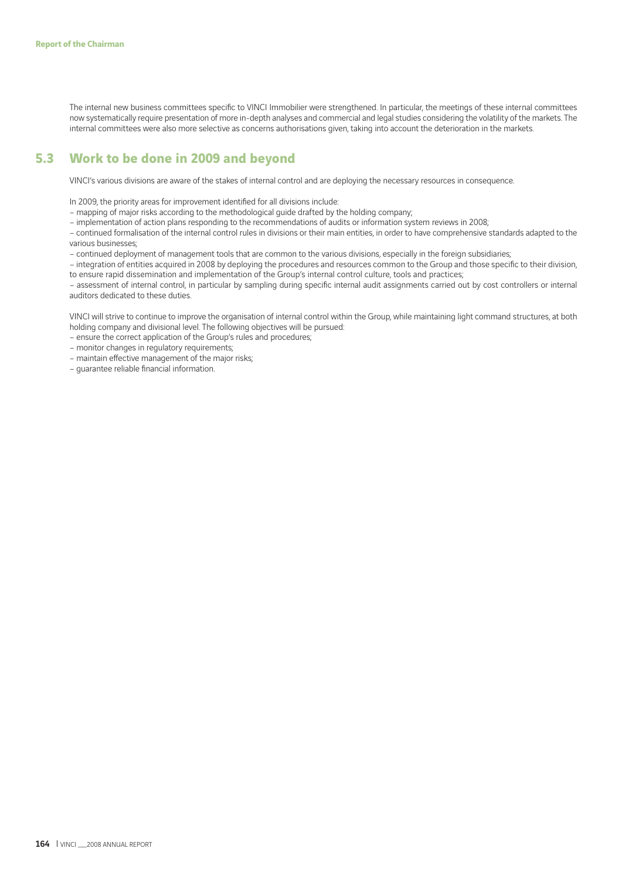The internal new business committees specific to VINCI Immobilier were strengthened. In particular, the meetings of these internal committees now systematically require presentation of more in-depth analyses and commercial and legal studies considering the volatility of the markets. The internal committees were also more selective as concerns authorisations given, taking into account the deterioration in the markets.

## 5.3 Work to be done in 2009 and beyond

VINCI's various divisions are aware of the stakes of internal control and are deploying the necessary resources in consequence.

In 2009, the priority areas for improvement identified for all divisions include:

– mapping of major risks according to the methodological guide drafted by the holding company;
– implementation of action plans responding to the recommendations of audits or information system reviews in 2008;
– continued formalisation of the internal control rules in divisions or their main entities, in order to have comprehensive standards adapted to the various businesses;
– continued deployment of management tools that are common to the various divisions, especially in the foreign subsidiaries;
– integration of entities acquired in 2008 by deploying the procedures and resources common to the Group and those specific to their division, to ensure rapid dissemination and implementation of the Group's internal control culture, tools and practices;
– assessment of internal control, in particular by sampling during specific internal audit assignments carried out by cost controllers or internal auditors dedicated to these duties.

VINCI will strive to continue to improve the organisation of internal control within the Group, while maintaining light command structures, at both holding company and divisional level. The following objectives will be pursued:

– ensure the correct application of the Group's rules and procedures;
– monitor changes in regulatory requirements;
– maintain effective management of the major risks;
– guarantee reliable financial information.